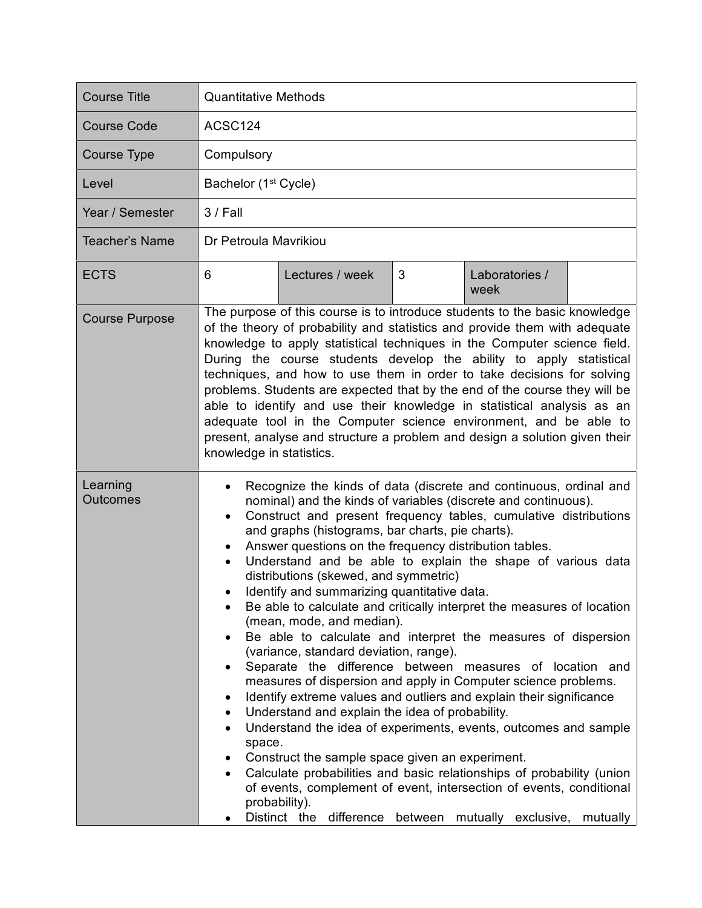| Course Title | Quantitative Methods | | | | |
| --- | --- | --- | --- | --- | --- |
| Course Code | ACSC124 | | | | |
| Course Type | Compulsory | | | | |
| Level | Bachelor (1st Cycle) | | | | |
| Year / Semester | 3 / Fall | | | | |
| Teacher's Name | Dr Petroula Mavrikiou | | | | |
| ECTS | 6 | Lectures / week | 3 | Laboratories / week | |
| Course Purpose | The purpose of this course is to introduce students to the basic knowledge of the theory of probability and statistics and provide them with adequate knowledge to apply statistical techniques in the Computer science field. During the course students develop the ability to apply statistical techniques, and how to use them in order to take decisions for solving problems. Students are expected that by the end of the course they will be able to identify and use their knowledge in statistical analysis as an adequate tool in the Computer science environment, and be able to present, analyse and structure a problem and design a solution given their knowledge in statistics. | | | | |
| Learning Outcomes | • Recognize the kinds of data (discrete and continuous, ordinal and nominal) and the kinds of variables (discrete and continuous).<br>• Construct and present frequency tables, cumulative distributions and graphs (histograms, bar charts, pie charts).<br>• Answer questions on the frequency distribution tables.<br>• Understand and be able to explain the shape of various data distributions (skewed, and symmetric)<br>• Identify and summarizing quantitative data.<br>• Be able to calculate and critically interpret the measures of location (mean, mode, and median).<br>• Be able to calculate and interpret the measures of dispersion (variance, standard deviation, range).<br>• Separate the difference between measures of location and measures of dispersion and apply in Computer science problems.<br>• Identify extreme values and outliers and explain their significance<br>• Understand and explain the idea of probability.<br>• Understand the idea of experiments, events, outcomes and sample space.<br>• Construct the sample space given an experiment.<br>• Calculate probabilities and basic relationships of probability (union of events, complement of event, intersection of events, conditional probability).<br>• Distinct the difference between mutually exclusive, mutually | | | | |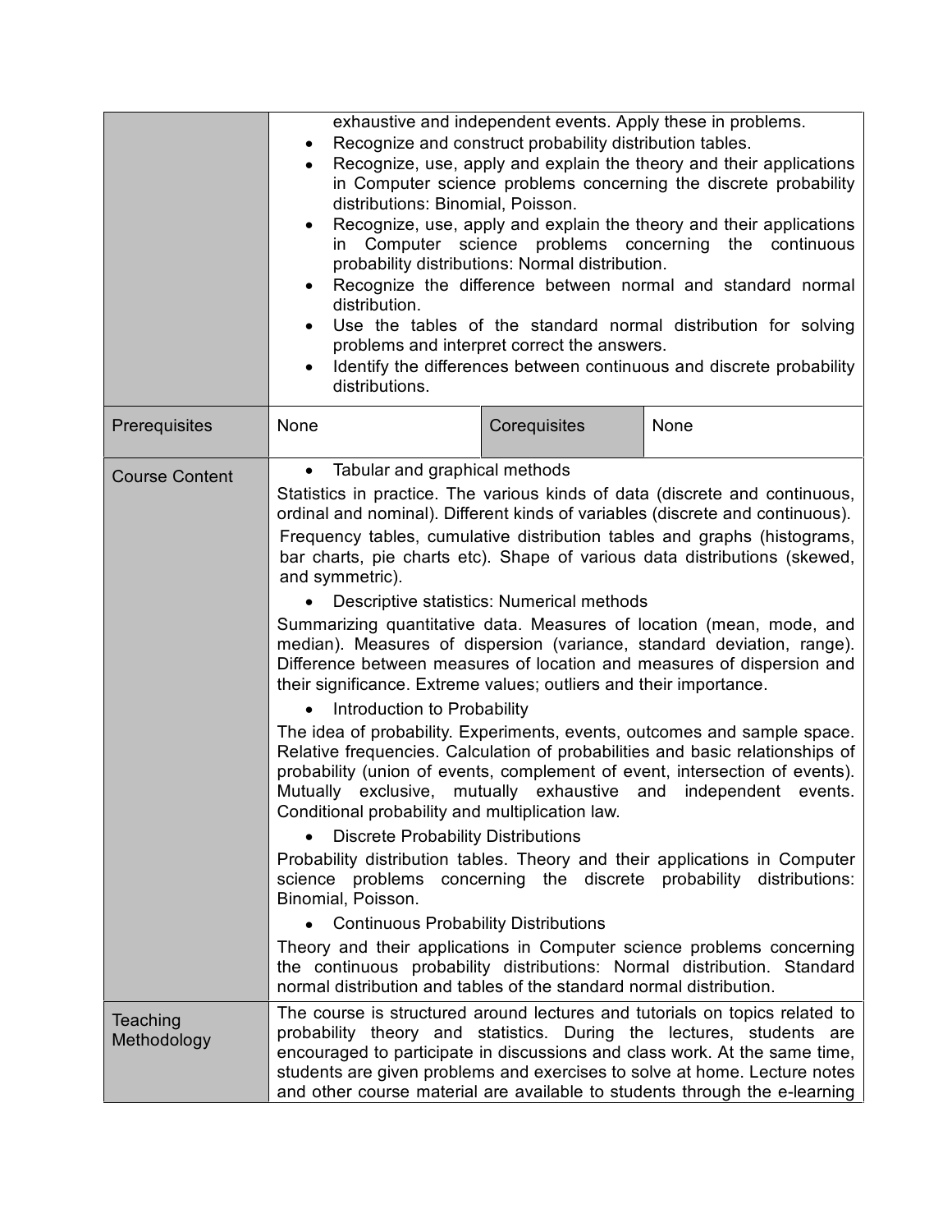| | |
|---|---|
| | exhaustive and independent events. Apply these in problems.<br>• Recognize and construct probability distribution tables.<br>• Recognize, use, apply and explain the theory and their applications in Computer science problems concerning the discrete probability distributions: Binomial, Poisson.<br>• Recognize, use, apply and explain the theory and their applications in Computer science problems concerning the continuous probability distributions: Normal distribution.<br>• Recognize the difference between normal and standard normal distribution.<br>• Use the tables of the standard normal distribution for solving problems and interpret correct the answers.<br>• Identify the differences between continuous and discrete probability distributions. |

| Prerequisites | None | Corequisites | None |
|---|---|---|---|

| | |
|---|---|
| Course Content | • Tabular and graphical methods<br>Statistics in practice. The various kinds of data (discrete and continuous, ordinal and nominal). Different kinds of variables (discrete and continuous). Frequency tables, cumulative distribution tables and graphs (histograms, bar charts, pie charts etc). Shape of various data distributions (skewed, and symmetric).<br>• Descriptive statistics: Numerical methods<br>Summarizing quantitative data. Measures of location (mean, mode, and median). Measures of dispersion (variance, standard deviation, range). Difference between measures of location and measures of dispersion and their significance. Extreme values; outliers and their importance.<br>• Introduction to Probability<br>The idea of probability. Experiments, events, outcomes and sample space. Relative frequencies. Calculation of probabilities and basic relationships of probability (union of events, complement of event, intersection of events). Mutually exclusive, mutually exhaustive and independent events. Conditional probability and multiplication law.<br>• Discrete Probability Distributions<br>Probability distribution tables. Theory and their applications in Computer science problems concerning the discrete probability distributions: Binomial, Poisson.<br>• Continuous Probability Distributions<br>Theory and their applications in Computer science problems concerning the continuous probability distributions: Normal distribution. Standard normal distribution and tables of the standard normal distribution. |
| Teaching Methodology | The course is structured around lectures and tutorials on topics related to probability theory and statistics. During the lectures, students are encouraged to participate in discussions and class work. At the same time, students are given problems and exercises to solve at home. Lecture notes and other course material are available to students through the e-learning |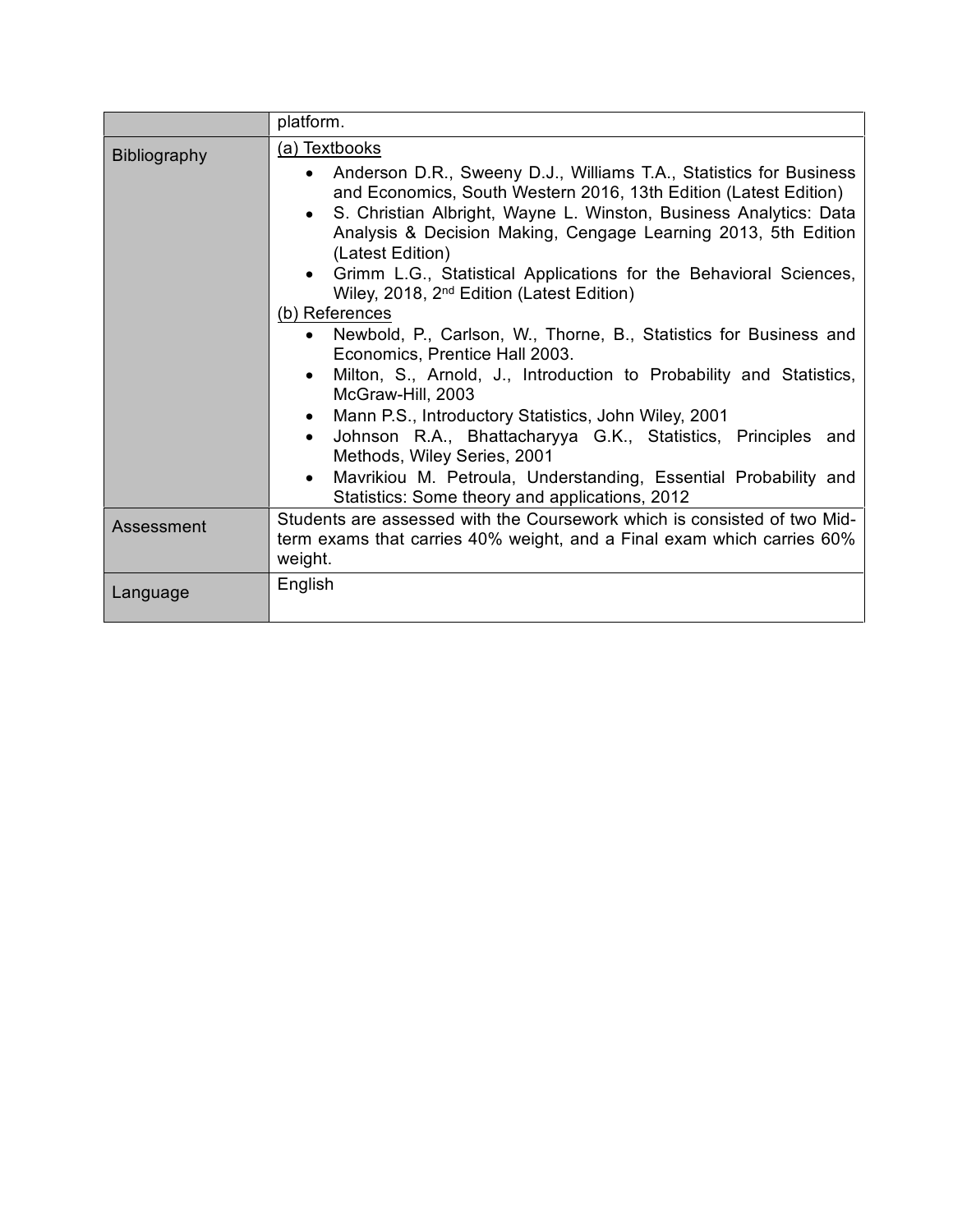| | |
|---|---|
| | platform. |
| Bibliography | (a) Textbooks<br>• Anderson D.R., Sweeny D.J., Williams T.A., Statistics for Business and Economics, South Western 2016, 13th Edition (Latest Edition)<br>• S. Christian Albright, Wayne L. Winston, Business Analytics: Data Analysis & Decision Making, Cengage Learning 2013, 5th Edition (Latest Edition)<br>• Grimm L.G., Statistical Applications for the Behavioral Sciences, Wiley, 2018, 2nd Edition (Latest Edition)<br>(b) References<br>• Newbold, P., Carlson, W., Thorne, B., Statistics for Business and Economics, Prentice Hall 2003.<br>• Milton, S., Arnold, J., Introduction to Probability and Statistics, McGraw-Hill, 2003<br>• Mann P.S., Introductory Statistics, John Wiley, 2001<br>• Johnson R.A., Bhattacharyya G.K., Statistics, Principles and Methods, Wiley Series, 2001<br>• Mavrikiou M. Petroula, Understanding, Essential Probability and Statistics: Some theory and applications, 2012 |
| Assessment | Students are assessed with the Coursework which is consisted of two Mid-term exams that carries 40% weight, and a Final exam which carries 60% weight. |
| Language | English |